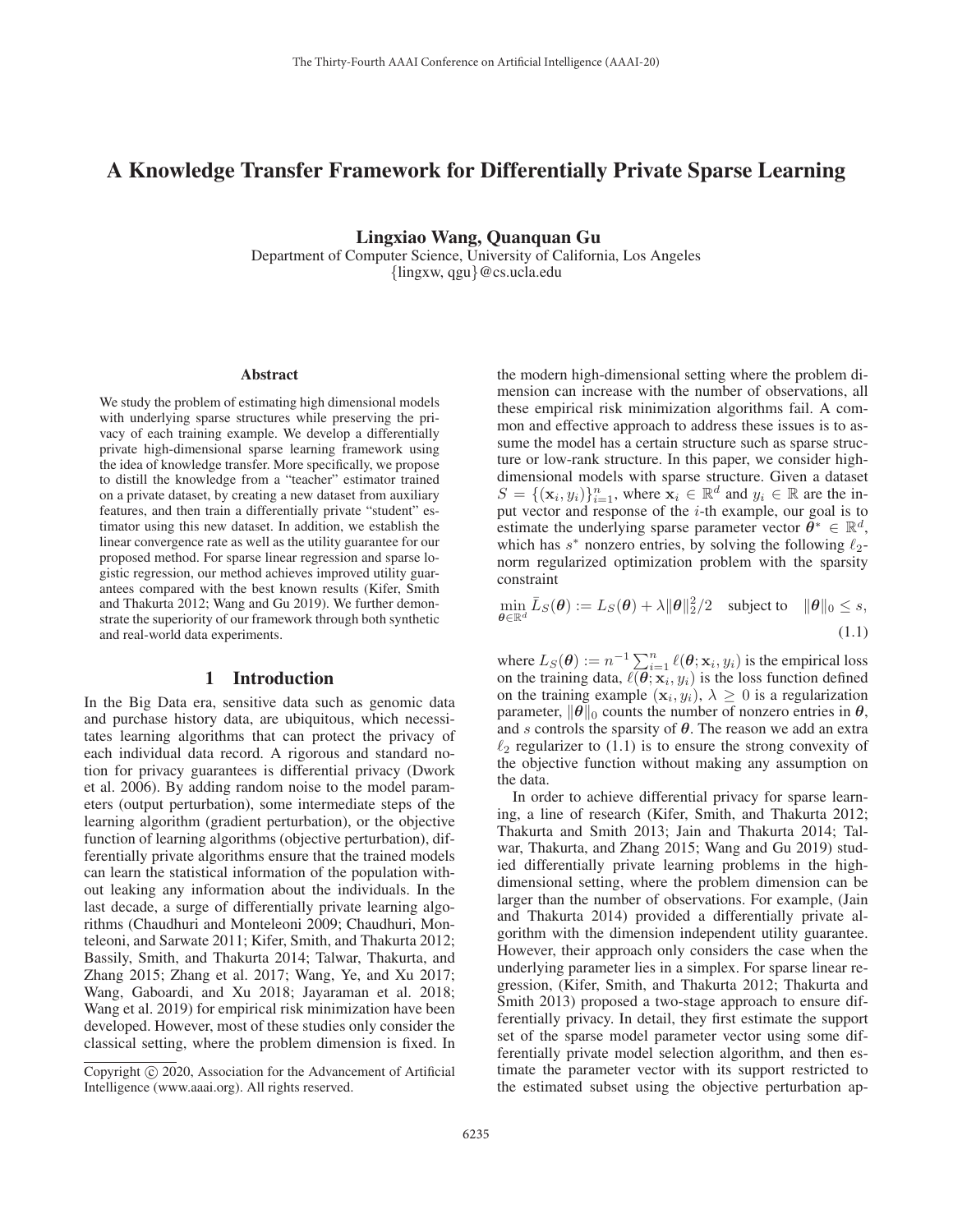# A Knowledge Transfer Framework for Differentially Private Sparse Learning

**Lingxiao Wang, Quanquan Gu**

Department of Computer Science, University of California, Los Angeles
{lingxw, qgu}@cs.ucla.edu

## Abstract

We study the problem of estimating high dimensional models with underlying sparse structures while preserving the privacy of each training example. We develop a differentially private high-dimensional sparse learning framework using the idea of knowledge transfer. More specifically, we propose to distill the knowledge from a "teacher" estimator trained on a private dataset, by creating a new dataset from auxiliary features, and then train a differentially private "student" estimator using this new dataset. In addition, we establish the linear convergence rate as well as the utility guarantee for our proposed method. For sparse linear regression and sparse logistic regression, our method achieves improved utility guarantees compared with the best known results (Kifer, Smith and Thakurta 2012; Wang and Gu 2019). We further demonstrate the superiority of our framework through both synthetic and real-world data experiments.

## 1 Introduction

In the Big Data era, sensitive data such as genomic data and purchase history data, are ubiquitous, which necessitates learning algorithms that can protect the privacy of each individual data record. A rigorous and standard notion for privacy guarantees is differential privacy (Dwork et al. 2006). By adding random noise to the model parameters (output perturbation), some intermediate steps of the learning algorithm (gradient perturbation), or the objective function of learning algorithms (objective perturbation), differentially private algorithms ensure that the trained models can learn the statistical information of the population without leaking any information about the individuals. In the last decade, a surge of differentially private learning algorithms (Chaudhuri and Monteleoni 2009; Chaudhuri, Monteleoni, and Sarwate 2011; Kifer, Smith, and Thakurta 2012; Bassily, Smith, and Thakurta 2014; Talwar, Thakurta, and Zhang 2015; Zhang et al. 2017; Wang, Ye, and Xu 2017; Wang, Gaboardi, and Xu 2018; Jayaraman et al. 2018; Wang et al. 2019) for empirical risk minimization have been developed. However, most of these studies only consider the classical setting, where the problem dimension is fixed. In the modern high-dimensional setting where the problem dimension can increase with the number of observations, all these empirical risk minimization algorithms fail. A common and effective approach to address these issues is to assume the model has a certain structure such as sparse structure or low-rank structure. In this paper, we consider high-dimensional models with sparse structure. Given a dataset $S = \{(\mathbf{x}_i, y_i)\}_{i=1}^n$, where $\mathbf{x}_i \in \mathbb{R}^d$ and $y_i \in \mathbb{R}$ are the input vector and response of the $i$-th example, our goal is to estimate the underlying sparse parameter vector $\boldsymbol{\theta}^* \in \mathbb{R}^d$, which has $s^*$ nonzero entries, by solving the following $\ell_2$-norm regularized optimization problem with the sparsity constraint

$$\min_{\boldsymbol{\theta}\in\mathbb{R}^d} \bar{L}_S(\boldsymbol{\theta}) := L_S(\boldsymbol{\theta}) + \lambda\|\boldsymbol{\theta}\|_2^2/2 \quad \text{subject to} \quad \|\boldsymbol{\theta}\|_0 \leq s, \tag{1.1}$$

where $L_S(\boldsymbol{\theta}) := n^{-1}\sum_{i=1}^n \ell(\boldsymbol{\theta}; \mathbf{x}_i, y_i)$ is the empirical loss on the training data, $\ell(\boldsymbol{\theta}; \mathbf{x}_i, y_i)$ is the loss function defined on the training example $(\mathbf{x}_i, y_i)$, $\lambda \geq 0$ is a regularization parameter, $\|\boldsymbol{\theta}\|_0$ counts the number of nonzero entries in $\boldsymbol{\theta}$, and $s$ controls the sparsity of $\boldsymbol{\theta}$. The reason we add an extra $\ell_2$ regularizer to (1.1) is to ensure the strong convexity of the objective function without making any assumption on the data.

In order to achieve differential privacy for sparse learning, a line of research (Kifer, Smith, and Thakurta 2012; Thakurta and Smith 2013; Jain and Thakurta 2014; Talwar, Thakurta, and Zhang 2015; Wang and Gu 2019) studied differentially private learning problems in the high-dimensional setting, where the problem dimension can be larger than the number of observations. For example, (Jain and Thakurta 2014) provided a differentially private algorithm with the dimension independent utility guarantee. However, their approach only considers the case when the underlying parameter lies in a simplex. For sparse linear regression, (Kifer, Smith, and Thakurta 2012; Thakurta and Smith 2013) proposed a two-stage approach to ensure differentially privacy. In detail, they first estimate the support set of the sparse model parameter vector using some differentially private model selection algorithm, and then estimate the parameter vector with its support restricted to the estimated subset using the objective perturbation ap-

Copyright © 2020, Association for the Advancement of Artificial Intelligence (www.aaai.org). All rights reserved.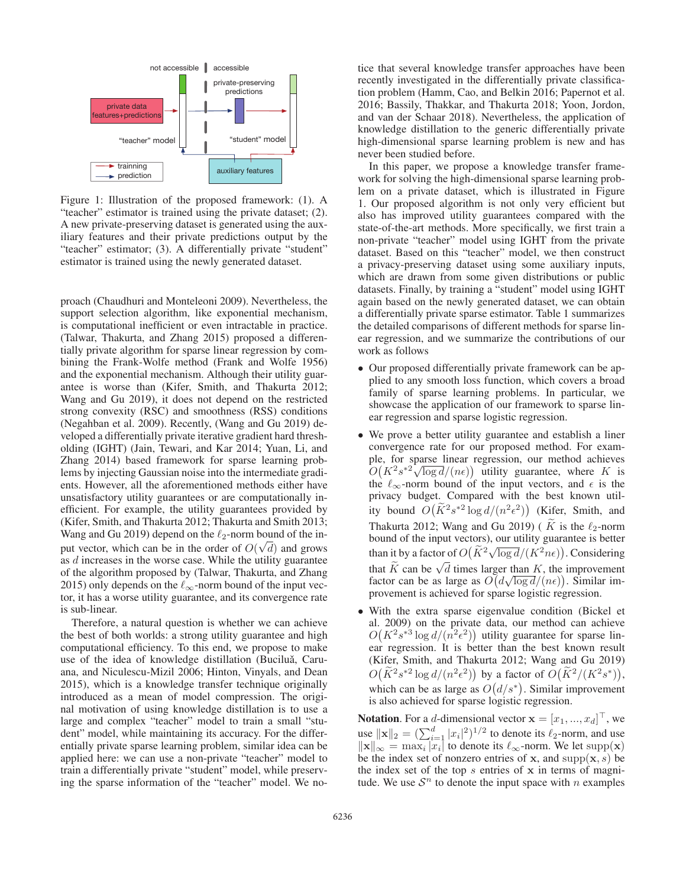Figure 1: Illustration of the proposed framework: (1). A "teacher" estimator is trained using the private dataset; (2). A new private-preserving dataset is generated using the auxiliary features and their private predictions output by the "teacher" estimator; (3). A differentially private "student" estimator is trained using the newly generated dataset.

proach (Chaudhuri and Monteleoni 2009). Nevertheless, the support selection algorithm, like exponential mechanism, is computational inefficient or even intractable in practice. (Talwar, Thakurta, and Zhang 2015) proposed a differentially private algorithm for sparse linear regression by combining the Frank-Wolfe method (Frank and Wolfe 1956) and the exponential mechanism. Although their utility guarantee is worse than (Kifer, Smith, and Thakurta 2012; Wang and Gu 2019), it does not depend on the restricted strong convexity (RSC) and smoothness (RSS) conditions (Negahban et al. 2009). Recently, (Wang and Gu 2019) developed a differentially private iterative gradient hard thresholding (IGHT) (Jain, Tewari, and Kar 2014; Yuan, Li, and Zhang 2014) based framework for sparse learning problems by injecting Gaussian noise into the intermediate gradients. However, all the aforementioned methods either have unsatisfactory utility guarantees or are computationally inefficient. For example, the utility guarantees provided by (Kifer, Smith, and Thakurta 2012; Thakurta and Smith 2013; Wang and Gu 2019) depend on the $\ell_2$-norm bound of the input vector, which can be in the order of $O(\sqrt{d})$ and grows as $d$ increases in the worse case. While the utility guarantee of the algorithm proposed by (Talwar, Thakurta, and Zhang 2015) only depends on the $\ell_\infty$-norm bound of the input vector, it has a worse utility guarantee, and its convergence rate is sub-linear.

Therefore, a natural question is whether we can achieve the best of both worlds: a strong utility guarantee and high computational efficiency. To this end, we propose to make use of the idea of knowledge distillation (Buciluă, Caruana, and Niculescu-Mizil 2006; Hinton, Vinyals, and Dean 2015), which is a knowledge transfer technique originally introduced as a mean of model compression. The original motivation of using knowledge distillation is to use a large and complex "teacher" model to train a small "student" model, while maintaining its accuracy. For the differentially private sparse learning problem, similar idea can be applied here: we can use a non-private "teacher" model to train a differentially private "student" model, while preserving the sparse information of the "teacher" model. We notice that several knowledge transfer approaches have been recently investigated in the differentially private classification problem (Hamm, Cao, and Belkin 2016; Papernot et al. 2016; Bassily, Thakkar, and Thakurta 2018; Yoon, Jordon, and van der Schaar 2018). Nevertheless, the application of knowledge distillation to the generic differentially private high-dimensional sparse learning problem is new and has never been studied before.

In this paper, we propose a knowledge transfer framework for solving the high-dimensional sparse learning problem on a private dataset, which is illustrated in Figure 1. Our proposed algorithm is not only very efficient but also has improved utility guarantees compared with the state-of-the-art methods. More specifically, we first train a non-private "teacher" model using IGHT from the private dataset. Based on this "teacher" model, we then construct a privacy-preserving dataset using some auxiliary inputs, which are drawn from some given distributions or public datasets. Finally, by training a "student" model using IGHT again based on the newly generated dataset, we can obtain a differentially private sparse estimator. Table 1 summarizes the detailed comparisons of different methods for sparse linear regression, and we summarize the contributions of our work as follows

- Our proposed differentially private framework can be applied to any smooth loss function, which covers a broad family of sparse learning problems. In particular, we showcase the application of our framework to sparse linear regression and sparse logistic regression.
- We prove a better utility guarantee and establish a liner convergence rate for our proposed method. For example, for sparse linear regression, our method achieves $O\big(K^2 s^{*2}\sqrt{\log d}/(n\epsilon)\big)$ utility guarantee, where $K$ is the $\ell_\infty$-norm bound of the input vectors, and $\epsilon$ is the privacy budget. Compared with the best known utility bound $O\big(\widetilde{K}^2 s^{*2}\log d/(n^2\epsilon^2)\big)$ (Kifer, Smith, and Thakurta 2012; Wang and Gu 2019) ( $\widetilde{K}$ is the $\ell_2$-norm bound of the input vectors), our utility guarantee is better than it by a factor of $O\big(\widetilde{K}^2\sqrt{\log d}/(K^2 n\epsilon)\big)$. Considering that $\widetilde{K}$ can be $\sqrt{d}$ times larger than $K$, the improvement factor can be as large as $O\big(d\sqrt{\log d}/(n\epsilon)\big)$. Similar improvement is achieved for sparse logistic regression.
- With the extra sparse eigenvalue condition (Bickel et al. 2009) on the private data, our method can achieve $O\big(K^2 s^{*3}\log d/(n^2\epsilon^2)\big)$ utility guarantee for sparse linear regression. It is better than the best known result (Kifer, Smith, and Thakurta 2012; Wang and Gu 2019) $O\big(\widetilde{K}^2 s^{*2}\log d/(n^2\epsilon^2)\big)$ by a factor of $O\big(\widetilde{K}^2/(K^2 s^*)\big)$, which can be as large as $O\big(d/s^*\big)$. Similar improvement is also achieved for sparse logistic regression.

**Notation**. For a $d$-dimensional vector $\mathbf{x} = [x_1, ..., x_d]^\top$, we use $\|\mathbf{x}\|_2 = (\sum_{i=1}^d |x_i|^2)^{1/2}$ to denote its $\ell_2$-norm, and use $\|\mathbf{x}\|_\infty = \max_i |x_i|$ to denote its $\ell_\infty$-norm. We let $\text{supp}(\mathbf{x})$ be the index set of nonzero entries of $\mathbf{x}$, and $\text{supp}(\mathbf{x}, s)$ be the index set of the top $s$ entries of $\mathbf{x}$ in terms of magnitude. We use $\mathcal{S}^n$ to denote the input space with $n$ examples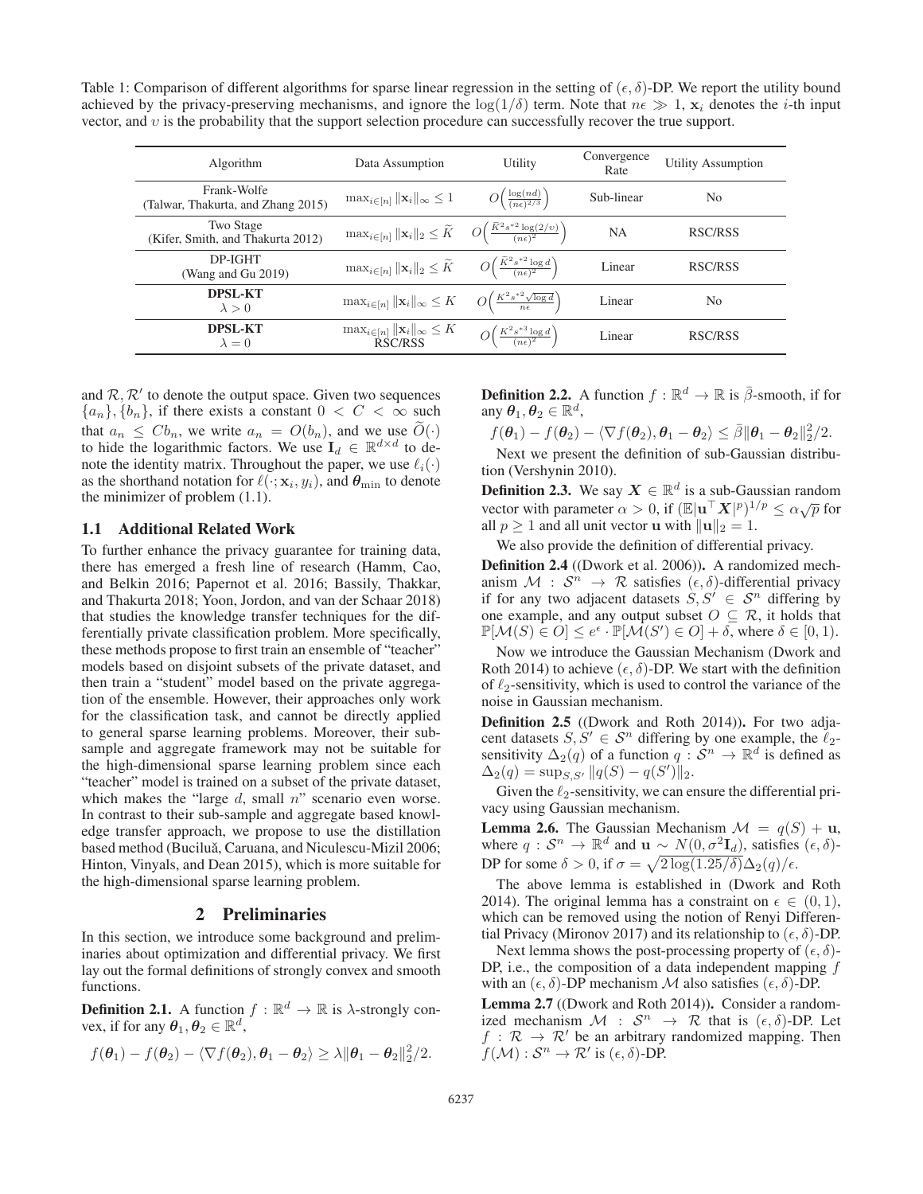Table 1: Comparison of different algorithms for sparse linear regression in the setting of $(\epsilon, \delta)$-DP. We report the utility bound achieved by the privacy-preserving mechanisms, and ignore the $\log(1/\delta)$ term. Note that $n\epsilon \gg 1$, $\mathbf{x}_i$ denotes the $i$-th input vector, and $\upsilon$ is the probability that the support selection procedure can successfully recover the true support.

| Algorithm | Data Assumption | Utility | Convergence Rate | Utility Assumption |
|---|---|---|---|---|
| Frank-Wolfe (Talwar, Thakurta, and Zhang 2015) | $\max_{i\in[n]} \lVert\mathbf{x}_i\rVert_\infty \le 1$ | $O\Big(\frac{\log(nd)}{(n\epsilon)^{2/3}}\Big)$ | Sub-linear | No |
| Two Stage (Kifer, Smith, and Thakurta 2012) | $\max_{i\in[n]} \lVert\mathbf{x}_i\rVert_2 \le \widetilde{K}$ | $O\Big(\frac{\bar{K}^2 s^{*2}\log(2/\upsilon)}{(n\epsilon)^2}\Big)$ | NA | RSC/RSS |
| DP-IGHT (Wang and Gu 2019) | $\max_{i\in[n]} \lVert\mathbf{x}_i\rVert_2 \le \widetilde{K}$ | $O\Big(\frac{\widetilde{K}^2 s^{*2}\log d}{(n\epsilon)^2}\Big)$ | Linear | RSC/RSS |
| **DPSL-KT** $\lambda > 0$ | $\max_{i\in[n]} \lVert\mathbf{x}_i\rVert_\infty \le K$ | $O\Big(\frac{K^2 s^{*2}\sqrt{\log d}}{n\epsilon}\Big)$ | Linear | No |
| **DPSL-KT** $\lambda = 0$ | $\max_{i\in[n]} \lVert\mathbf{x}_i\rVert_\infty \le K$ RSC/RSS | $O\Big(\frac{K^2 s^{*3}\log d}{(n\epsilon)^2}\Big)$ | Linear | RSC/RSS |

and $\mathcal{R}, \mathcal{R}'$ to denote the output space. Given two sequences $\{a_n\}, \{b_n\}$, if there exists a constant $0 < C < \infty$ such that $a_n \le Cb_n$, we write $a_n = O(b_n)$, and we use $\widetilde{O}(\cdot)$ to hide the logarithmic factors. We use $\mathbf{I}_d \in \mathbb{R}^{d\times d}$ to denote the identity matrix. Throughout the paper, we use $\ell_i(\cdot)$ as the shorthand notation for $\ell(\cdot; \mathbf{x}_i, y_i)$, and $\boldsymbol{\theta}_{\min}$ to denote the minimizer of problem (1.1).

### 1.1 Additional Related Work

To further enhance the privacy guarantee for training data, there has emerged a fresh line of research (Hamm, Cao, and Belkin 2016; Papernot et al. 2016; Bassily, Thakkar, and Thakurta 2018; Yoon, Jordon, and van der Schaar 2018) that studies the knowledge transfer techniques for the differentially private classification problem. More specifically, these methods propose to first train an ensemble of "teacher" models based on disjoint subsets of the private dataset, and then train a "student" model based on the private aggregation of the ensemble. However, their approaches only work for the classification task, and cannot be directly applied to general sparse learning problems. Moreover, their subsample and aggregate framework may not be suitable for the high-dimensional sparse learning problem since each "teacher" model is trained on a subset of the private dataset, which makes the "large $d$, small $n$" scenario even worse. In contrast to their sub-sample and aggregate based knowledge transfer approach, we propose to use the distillation based method (Buciluǎ, Caruana, and Niculescu-Mizil 2006; Hinton, Vinyals, and Dean 2015), which is more suitable for the high-dimensional sparse learning problem.

## 2 Preliminaries

In this section, we introduce some background and preliminaries about optimization and differential privacy. We first lay out the formal definitions of strongly convex and smooth functions.

**Definition 2.1.** A function $f : \mathbb{R}^d \to \mathbb{R}$ is $\lambda$-strongly convex, if for any $\boldsymbol{\theta}_1, \boldsymbol{\theta}_2 \in \mathbb{R}^d$,

$$f(\boldsymbol{\theta}_1) - f(\boldsymbol{\theta}_2) - \langle \nabla f(\boldsymbol{\theta}_2), \boldsymbol{\theta}_1 - \boldsymbol{\theta}_2\rangle \ge \lambda \lVert\boldsymbol{\theta}_1 - \boldsymbol{\theta}_2\rVert_2^2/2.$$

**Definition 2.2.** A function $f : \mathbb{R}^d \to \mathbb{R}$ is $\bar{\beta}$-smooth, if for any $\boldsymbol{\theta}_1, \boldsymbol{\theta}_2 \in \mathbb{R}^d$,

$$f(\boldsymbol{\theta}_1) - f(\boldsymbol{\theta}_2) - \langle \nabla f(\boldsymbol{\theta}_2), \boldsymbol{\theta}_1 - \boldsymbol{\theta}_2\rangle \le \bar{\beta} \lVert\boldsymbol{\theta}_1 - \boldsymbol{\theta}_2\rVert_2^2/2.$$

Next we present the definition of sub-Gaussian distribution (Vershynin 2010).

**Definition 2.3.** We say $\boldsymbol{X} \in \mathbb{R}^d$ is a sub-Gaussian random vector with parameter $\alpha > 0$, if $(\mathbb{E}|\mathbf{u}^\top \boldsymbol{X}|^p)^{1/p} \le \alpha\sqrt{p}$ for all $p \ge 1$ and all unit vector $\mathbf{u}$ with $\lVert\mathbf{u}\rVert_2 = 1$.

We also provide the definition of differential privacy.

**Definition 2.4** ((Dwork et al. 2006))**.** A randomized mechanism $\mathcal{M} : \mathcal{S}^n \to \mathcal{R}$ satisfies $(\epsilon, \delta)$-differential privacy if for any two adjacent datasets $S, S' \in \mathcal{S}^n$ differing by one example, and any output subset $O \subseteq \mathcal{R}$, it holds that $\mathbb{P}[\mathcal{M}(S) \in O] \le e^\epsilon \cdot \mathbb{P}[\mathcal{M}(S') \in O] + \delta$, where $\delta \in [0, 1)$.

Now we introduce the Gaussian Mechanism (Dwork and Roth 2014) to achieve $(\epsilon, \delta)$-DP. We start with the definition of $\ell_2$-sensitivity, which is used to control the variance of the noise in Gaussian mechanism.

**Definition 2.5** ((Dwork and Roth 2014))**.** For two adjacent datasets $S, S' \in \mathcal{S}^n$ differing by one example, the $\ell_2$-sensitivity $\Delta_2(q)$ of a function $q : \mathcal{S}^n \to \mathbb{R}^d$ is defined as $\Delta_2(q) = \sup_{S,S'} \lVert q(S) - q(S')\rVert_2$.

Given the $\ell_2$-sensitivity, we can ensure the differential privacy using Gaussian mechanism.

**Lemma 2.6.** The Gaussian Mechanism $\mathcal{M} = q(S) + \mathbf{u}$, where $q : \mathcal{S}^n \to \mathbb{R}^d$ and $\mathbf{u} \sim N(0, \sigma^2 \mathbf{I}_d)$, satisfies $(\epsilon, \delta)$-DP for some $\delta > 0$, if $\sigma = \sqrt{2\log(1.25/\delta)}\Delta_2(q)/\epsilon$.

The above lemma is established in (Dwork and Roth 2014). The original lemma has a constraint on $\epsilon \in (0, 1)$, which can be removed using the notion of Renyi Differential Privacy (Mironov 2017) and its relationship to $(\epsilon, \delta)$-DP.

Next lemma shows the post-processing property of $(\epsilon, \delta)$-DP, i.e., the composition of a data independent mapping $f$ with an $(\epsilon, \delta)$-DP mechanism $\mathcal{M}$ also satisfies $(\epsilon, \delta)$-DP.

**Lemma 2.7** ((Dwork and Roth 2014))**.** Consider a randomized mechanism $\mathcal{M} : \mathcal{S}^n \to \mathcal{R}$ that is $(\epsilon, \delta)$-DP. Let $f : \mathcal{R} \to \mathcal{R}'$ be an arbitrary randomized mapping. Then $f(\mathcal{M}) : \mathcal{S}^n \to \mathcal{R}'$ is $(\epsilon, \delta)$-DP.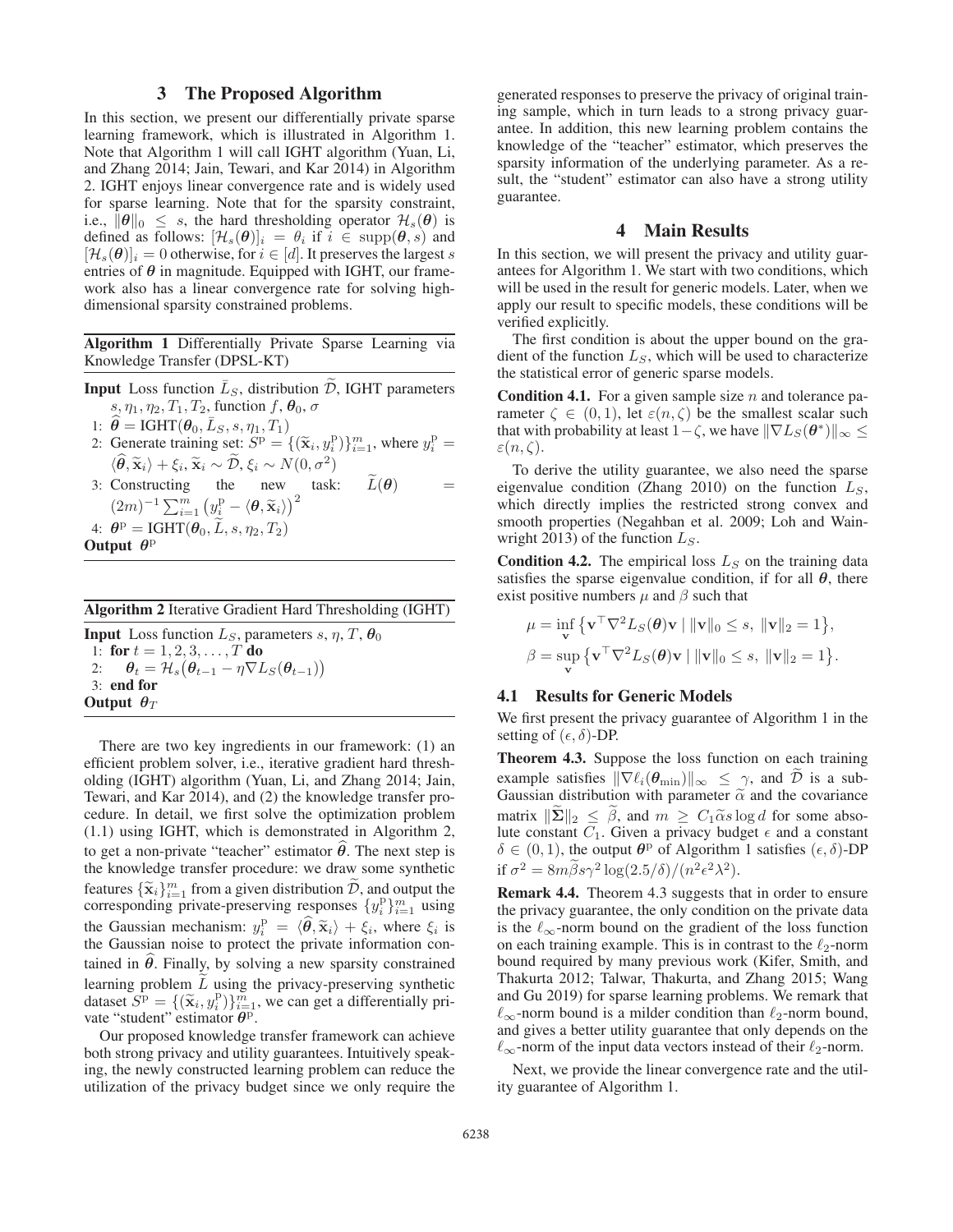## 3 The Proposed Algorithm

In this section, we present our differentially private sparse learning framework, which is illustrated in Algorithm 1. Note that Algorithm 1 will call IGHT algorithm (Yuan, Li, and Zhang 2014; Jain, Tewari, and Kar 2014) in Algorithm 2. IGHT enjoys linear convergence rate and is widely used for sparse learning. Note that for the sparsity constraint, i.e., $\|\boldsymbol{\theta}\|_0 \leq s$, the hard thresholding operator $\mathcal{H}_s(\boldsymbol{\theta})$ is defined as follows: $[\mathcal{H}_s(\boldsymbol{\theta})]_i = \theta_i$ if $i \in \text{supp}(\boldsymbol{\theta}, s)$ and $[\mathcal{H}_s(\boldsymbol{\theta})]_i = 0$ otherwise, for $i \in [d]$. It preserves the largest $s$ entries of $\boldsymbol{\theta}$ in magnitude. Equipped with IGHT, our framework also has a linear convergence rate for solving high-dimensional sparsity constrained problems.

**Algorithm 1** Differentially Private Sparse Learning via Knowledge Transfer (DPSL-KT)

**Input** Loss function $\bar{L}_S$, distribution $\widetilde{\mathcal{D}}$, IGHT parameters $s, \eta_1, \eta_2, T_1, T_2$, function $f$, $\boldsymbol{\theta}_0$, $\sigma$

1: $\widehat{\boldsymbol{\theta}} = \text{IGHT}(\boldsymbol{\theta}_0, \bar{L}_S, s, \eta_1, T_1)$
2: Generate training set: $S^{\text{p}} = \{(\widetilde{\mathbf{x}}_i, y_i^{\text{p}})\}_{i=1}^m$, where $y_i^{\text{p}} = \langle \widehat{\boldsymbol{\theta}}, \widetilde{\mathbf{x}}_i \rangle + \xi_i, \widetilde{\mathbf{x}}_i \sim \widetilde{\mathcal{D}}, \xi_i \sim N(0, \sigma^2)$
3: Constructing the new task: $\widetilde{L}(\boldsymbol{\theta}) = (2m)^{-1} \sum_{i=1}^m \big(y_i^{\text{p}} - \langle \boldsymbol{\theta}, \widetilde{\mathbf{x}}_i \rangle\big)^2$
4: $\boldsymbol{\theta}^{\text{p}} = \text{IGHT}(\boldsymbol{\theta}_0, \widetilde{L}, s, \eta_2, T_2)$

**Output** $\boldsymbol{\theta}^{\text{p}}$

**Algorithm 2** Iterative Gradient Hard Thresholding (IGHT)

**Input** Loss function $L_S$, parameters $s, \eta, T, \boldsymbol{\theta}_0$

1: **for** $t = 1, 2, 3, \ldots, T$ **do**
2: $\quad \boldsymbol{\theta}_t = \mathcal{H}_s\big(\boldsymbol{\theta}_{t-1} - \eta \nabla L_S(\boldsymbol{\theta}_{t-1})\big)$
3: **end for**

**Output** $\boldsymbol{\theta}_T$

There are two key ingredients in our framework: (1) an efficient problem solver, i.e., iterative gradient hard thresholding (IGHT) algorithm (Yuan, Li, and Zhang 2014; Jain, Tewari, and Kar 2014), and (2) the knowledge transfer procedure. In detail, we first solve the optimization problem (1.1) using IGHT, which is demonstrated in Algorithm 2, to get a non-private "teacher" estimator $\widehat{\boldsymbol{\theta}}$. The next step is the knowledge transfer procedure: we draw some synthetic features $\{\widetilde{\mathbf{x}}_i\}_{i=1}^m$ from a given distribution $\widetilde{\mathcal{D}}$, and output the corresponding private-preserving responses $\{y_i^{\text{p}}\}_{i=1}^m$ using the Gaussian mechanism: $y_i^{\text{p}} = \langle \widehat{\boldsymbol{\theta}}, \widetilde{\mathbf{x}}_i \rangle + \xi_i$, where $\xi_i$ is the Gaussian noise to protect the private information contained in $\widehat{\boldsymbol{\theta}}$. Finally, by solving a new sparsity constrained learning problem $\widetilde{L}$ using the privacy-preserving synthetic dataset $S^{\text{p}} = \{(\widetilde{\mathbf{x}}_i, y_i^{\text{p}})\}_{i=1}^m$, we can get a differentially private "student" estimator $\boldsymbol{\theta}^{\text{p}}$.

Our proposed knowledge transfer framework can achieve both strong privacy and utility guarantees. Intuitively speaking, the newly constructed learning problem can reduce the utilization of the privacy budget since we only require the generated responses to preserve the privacy of original training sample, which in turn leads to a strong privacy guarantee. In addition, this new learning problem contains the knowledge of the "teacher" estimator, which preserves the sparsity information of the underlying parameter. As a result, the "student" estimator can also have a strong utility guarantee.

## 4 Main Results

In this section, we will present the privacy and utility guarantees for Algorithm 1. We start with two conditions, which will be used in the result for generic models. Later, when we apply our result to specific models, these conditions will be verified explicitly.

The first condition is about the upper bound on the gradient of the function $L_S$, which will be used to characterize the statistical error of generic sparse models.

**Condition 4.1.** For a given sample size $n$ and tolerance parameter $\zeta \in (0, 1)$, let $\varepsilon(n, \zeta)$ be the smallest scalar such that with probability at least $1-\zeta$, we have $\|\nabla L_S(\boldsymbol{\theta}^*)\|_\infty \leq \varepsilon(n, \zeta)$.

To derive the utility guarantee, we also need the sparse eigenvalue condition (Zhang 2010) on the function $L_S$, which directly implies the restricted strong convex and smooth properties (Negahban et al. 2009; Loh and Wainwright 2013) of the function $L_S$.

**Condition 4.2.** The empirical loss $L_S$ on the training data satisfies the sparse eigenvalue condition, if for all $\boldsymbol{\theta}$, there exist positive numbers $\mu$ and $\beta$ such that

$$\mu = \inf_{\mathbf{v}} \big\{ \mathbf{v}^\top \nabla^2 L_S(\boldsymbol{\theta}) \mathbf{v} \mid \|\mathbf{v}\|_0 \leq s, \ \|\mathbf{v}\|_2 = 1 \big\},$$

$$\beta = \sup_{\mathbf{v}} \big\{ \mathbf{v}^\top \nabla^2 L_S(\boldsymbol{\theta}) \mathbf{v} \mid \|\mathbf{v}\|_0 \leq s, \ \|\mathbf{v}\|_2 = 1 \big\}.$$

### 4.1 Results for Generic Models

We first present the privacy guarantee of Algorithm 1 in the setting of $(\epsilon, \delta)$-DP.

**Theorem 4.3.** Suppose the loss function on each training example satisfies $\|\nabla \ell_i(\boldsymbol{\theta}_{\min})\|_\infty \leq \gamma$, and $\widetilde{\mathcal{D}}$ is a sub-Gaussian distribution with parameter $\widetilde{\alpha}$ and the covariance matrix $\|\widetilde{\boldsymbol{\Sigma}}\|_2 \leq \widetilde{\beta}$, and $m \geq C_1 \widetilde{\alpha} s \log d$ for some absolute constant $C_1$. Given a privacy budget $\epsilon$ and a constant $\delta \in (0, 1)$, the output $\boldsymbol{\theta}^{\text{p}}$ of Algorithm 1 satisfies $(\epsilon, \delta)$-DP if $\sigma^2 = 8m\widetilde{\beta} s \gamma^2 \log(2.5/\delta)/(n^2 \epsilon^2 \lambda^2)$.

**Remark 4.4.** Theorem 4.3 suggests that in order to ensure the privacy guarantee, the only condition on the private data is the $\ell_\infty$-norm bound on the gradient of the loss function on each training example. This is in contrast to the $\ell_2$-norm bound required by many previous work (Kifer, Smith, and Thakurta 2012; Talwar, Thakurta, and Zhang 2015; Wang and Gu 2019) for sparse learning problems. We remark that $\ell_\infty$-norm bound is a milder condition than $\ell_2$-norm bound, and gives a better utility guarantee that only depends on the $\ell_\infty$-norm of the input data vectors instead of their $\ell_2$-norm.

Next, we provide the linear convergence rate and the utility guarantee of Algorithm 1.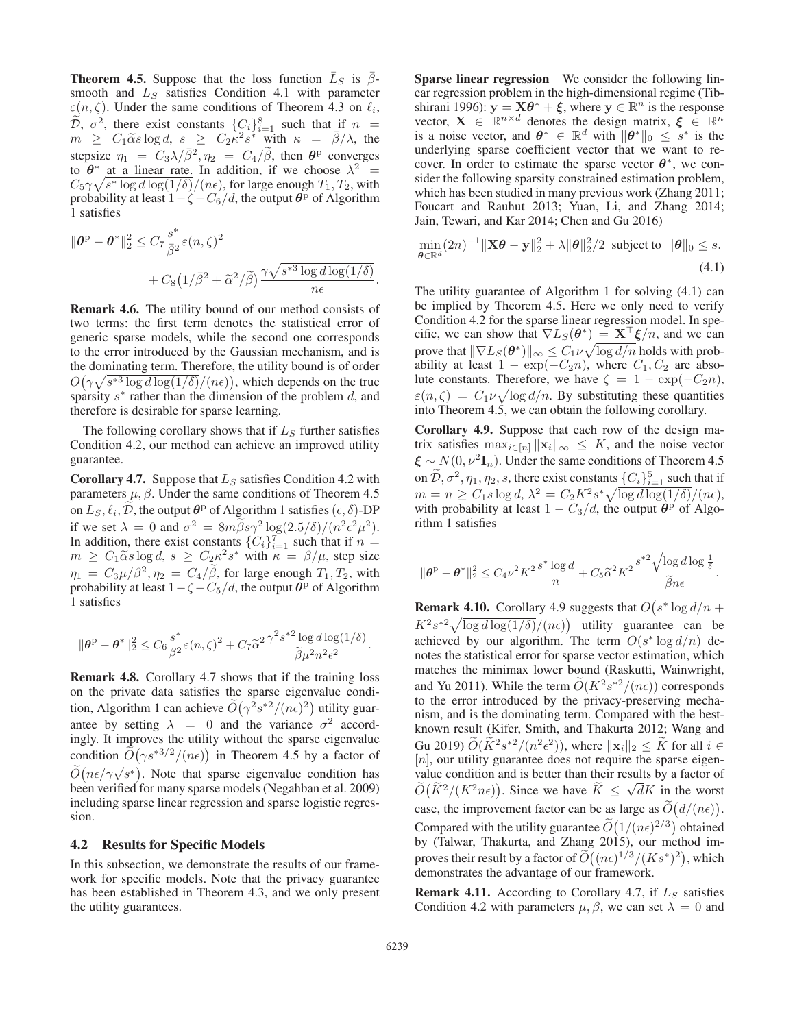**Theorem 4.5.** Suppose that the loss function $\bar{L}_S$ is $\bar{\beta}$-smooth and $L_S$ satisfies Condition 4.1 with parameter $\varepsilon(n, \zeta)$. Under the same conditions of Theorem 4.3 on $\ell_i$, $\widetilde{\mathcal{D}}$, $\sigma^2$, there exist constants $\{C_i\}_{i=1}^8$ such that if $n = m \geq C_1 \widetilde{\alpha} s \log d$, $s \geq C_2 \kappa^2 s^*$ with $\kappa = \bar{\beta}/\lambda$, the stepsize $\eta_1 = C_3 \lambda / \bar{\beta}^2, \eta_2 = C_4 / \widetilde{\beta}$, then $\boldsymbol{\theta}^{\mathrm{p}}$ converges to $\boldsymbol{\theta}^*$ at a linear rate. In addition, if we choose $\lambda^2 = C_5 \gamma \sqrt{s^* \log d \log(1/\delta)}/(n\epsilon)$, for large enough $T_1, T_2$, with probability at least $1 - \zeta - C_6/d$, the output $\boldsymbol{\theta}^{\mathrm{p}}$ of Algorithm 1 satisfies

$$\|\boldsymbol{\theta}^{\mathrm{p}} - \boldsymbol{\theta}^*\|_2^2 \leq C_7 \frac{s^*}{\bar{\beta}^2} \varepsilon(n, \zeta)^2 + C_8 \big(1/\bar{\beta}^2 + \widetilde{\alpha}^2 / \widetilde{\beta}\big) \frac{\gamma \sqrt{s^{*3} \log d \log(1/\delta)}}{n\epsilon}.$$

**Remark 4.6.** The utility bound of our method consists of two terms: the first term denotes the statistical error of generic sparse models, while the second one corresponds to the error introduced by the Gaussian mechanism, and is the dominating term. Therefore, the utility bound is of order $O\big(\gamma \sqrt{s^{*3} \log d \log(1/\delta)}/(n\epsilon)\big)$, which depends on the true sparsity $s^*$ rather than the dimension of the problem $d$, and therefore is desirable for sparse learning.

The following corollary shows that if $L_S$ further satisfies Condition 4.2, our method can achieve an improved utility guarantee.

**Corollary 4.7.** Suppose that $L_S$ satisfies Condition 4.2 with parameters $\mu, \beta$. Under the same conditions of Theorem 4.5 on $L_S, \ell_i, \widetilde{\mathcal{D}}$, the output $\boldsymbol{\theta}^{\mathrm{p}}$ of Algorithm 1 satisfies $(\epsilon, \delta)$-DP if we set $\lambda = 0$ and $\sigma^2 = 8m\widetilde{\beta} s \gamma^2 \log(2.5/\delta)/(n^2 \epsilon^2 \mu^2)$. In addition, there exist constants $\{C_i\}_{i=1}^7$ such that if $n = m \geq C_1 \widetilde{\alpha} s \log d$, $s \geq C_2 \kappa^2 s^*$ with $\kappa = \beta/\mu$, step size $\eta_1 = C_3 \mu / \beta^2, \eta_2 = C_4 / \widetilde{\beta}$, for large enough $T_1, T_2$, with probability at least $1 - \zeta - C_5/d$, the output $\boldsymbol{\theta}^{\mathrm{p}}$ of Algorithm 1 satisfies

$$\|\boldsymbol{\theta}^{\mathrm{p}} - \boldsymbol{\theta}^*\|_2^2 \leq C_6 \frac{s^*}{\beta^2} \varepsilon(n, \zeta)^2 + C_7 \widetilde{\alpha}^2 \frac{\gamma^2 s^{*2} \log d \log(1/\delta)}{\widetilde{\beta} \mu^2 n^2 \epsilon^2}.$$

**Remark 4.8.** Corollary 4.7 shows that if the training loss on the private data satisfies the sparse eigenvalue condition, Algorithm 1 can achieve $\widetilde{O}\big(\gamma^2 s^{*2}/(n\epsilon)^2\big)$ utility guarantee by setting $\lambda = 0$ and the variance $\sigma^2$ accordingly. It improves the utility without the sparse eigenvalue condition $\widetilde{O}\big(\gamma s^{*3/2}/(n\epsilon)\big)$ in Theorem 4.5 by a factor of $\widetilde{O}\big(n\epsilon/\gamma\sqrt{s^*}\big)$. Note that sparse eigenvalue condition has been verified for many sparse models (Negahban et al. 2009) including sparse linear regression and sparse logistic regression.

## 4.2 Results for Specific Models

In this subsection, we demonstrate the results of our framework for specific models. Note that the privacy guarantee has been established in Theorem 4.3, and we only present the utility guarantees.

**Sparse linear regression** We consider the following linear regression problem in the high-dimensional regime (Tibshirani 1996): $\mathbf{y} = \mathbf{X}\boldsymbol{\theta}^* + \boldsymbol{\xi}$, where $\mathbf{y} \in \mathbb{R}^n$ is the response vector, $\mathbf{X} \in \mathbb{R}^{n \times d}$ denotes the design matrix, $\boldsymbol{\xi} \in \mathbb{R}^n$ is a noise vector, and $\boldsymbol{\theta}^* \in \mathbb{R}^d$ with $\|\boldsymbol{\theta}^*\|_0 \leq s^*$ is the underlying sparse coefficient vector that we want to recover. In order to estimate the sparse vector $\boldsymbol{\theta}^*$, we consider the following sparsity constrained estimation problem, which has been studied in many previous work (Zhang 2011; Foucart and Rauhut 2013; Yuan, Li, and Zhang 2014; Jain, Tewari, and Kar 2014; Chen and Gu 2016)

$$\min_{\boldsymbol{\theta} \in \mathbb{R}^d} (2n)^{-1} \|\mathbf{X}\boldsymbol{\theta} - \mathbf{y}\|_2^2 + \lambda \|\boldsymbol{\theta}\|_2^2/2 \ \text{ subject to } \ \|\boldsymbol{\theta}\|_0 \leq s. \tag{4.1}$$

The utility guarantee of Algorithm 1 for solving (4.1) can be implied by Theorem 4.5. Here we only need to verify Condition 4.2 for the sparse linear regression model. In specific, we can show that $\nabla L_S(\boldsymbol{\theta}^*) = \mathbf{X}^\top \boldsymbol{\xi}/n$, and we can prove that $\|\nabla L_S(\boldsymbol{\theta}^*)\|_\infty \leq C_1 \nu \sqrt{\log d/n}$ holds with probability at least $1 - \exp(-C_2 n)$, where $C_1, C_2$ are absolute constants. Therefore, we have $\zeta = 1 - \exp(-C_2 n)$, $\varepsilon(n, \zeta) = C_1 \nu \sqrt{\log d/n}$. By substituting these quantities into Theorem 4.5, we can obtain the following corollary.

**Corollary 4.9.** Suppose that each row of the design matrix satisfies $\max_{i \in [n]} \|\mathbf{x}_i\|_\infty \leq K$, and the noise vector $\boldsymbol{\xi} \sim N(0, \nu^2 \mathbf{I}_n)$. Under the same conditions of Theorem 4.5 on $\widetilde{\mathcal{D}}, \sigma^2, \eta_1, \eta_2, s$, there exist constants $\{C_i\}_{i=1}^5$ such that if $m = n \geq C_1 s \log d$, $\lambda^2 = C_2 K^2 s^* \sqrt{\log d \log(1/\delta)}/(n\epsilon)$, with probability at least $1 - C_3/d$, the output $\boldsymbol{\theta}^{\mathrm{p}}$ of Algorithm 1 satisfies

$$\|\boldsymbol{\theta}^{\mathrm{p}} - \boldsymbol{\theta}^*\|_2^2 \leq C_4 \nu^2 K^2 \frac{s^* \log d}{n} + C_5 \widetilde{\alpha}^2 K^2 \frac{s^{*2} \sqrt{\log d \log \frac{1}{\delta}}}{\widetilde{\beta} n \epsilon}.$$

**Remark 4.10.** Corollary 4.9 suggests that $O\big(s^* \log d/n + K^2 s^{*2} \sqrt{\log d \log(1/\delta)}/(n\epsilon)\big)$ utility guarantee can be achieved by our algorithm. The term $O(s^* \log d/n)$ denotes the statistical error for sparse vector estimation, which matches the minimax lower bound (Raskutti, Wainwright, and Yu 2011). While the term $\widetilde{O}(K^2 s^{*2}/(n\epsilon))$ corresponds to the error introduced by the privacy-preserving mechanism, and is the dominating term. Compared with the best-known result (Kifer, Smith, and Thakurta 2012; Wang and Gu 2019) $\widetilde{O}(\widetilde{K}^2 s^{*2}/(n^2 \epsilon^2))$, where $\|\mathbf{x}_i\|_2 \leq \widetilde{K}$ for all $i \in [n]$, our utility guarantee does not require the sparse eigenvalue condition and is better than their results by a factor of $\widetilde{O}\big(\widetilde{K}^2/(K^2 n\epsilon)\big)$. Since we have $\widetilde{K} \leq \sqrt{d} K$ in the worst case, the improvement factor can be as large as $\widetilde{O}\big(d/(n\epsilon)\big)$. Compared with the utility guarantee $\widetilde{O}\big(1/(n\epsilon)^{2/3}\big)$ obtained by (Talwar, Thakurta, and Zhang 2015), our method improves their result by a factor of $\widetilde{O}\big((n\epsilon)^{1/3}/(K s^*)^2\big)$, which demonstrates the advantage of our framework.

**Remark 4.11.** According to Corollary 4.7, if $L_S$ satisfies Condition 4.2 with parameters $\mu, \beta$, we can set $\lambda = 0$ and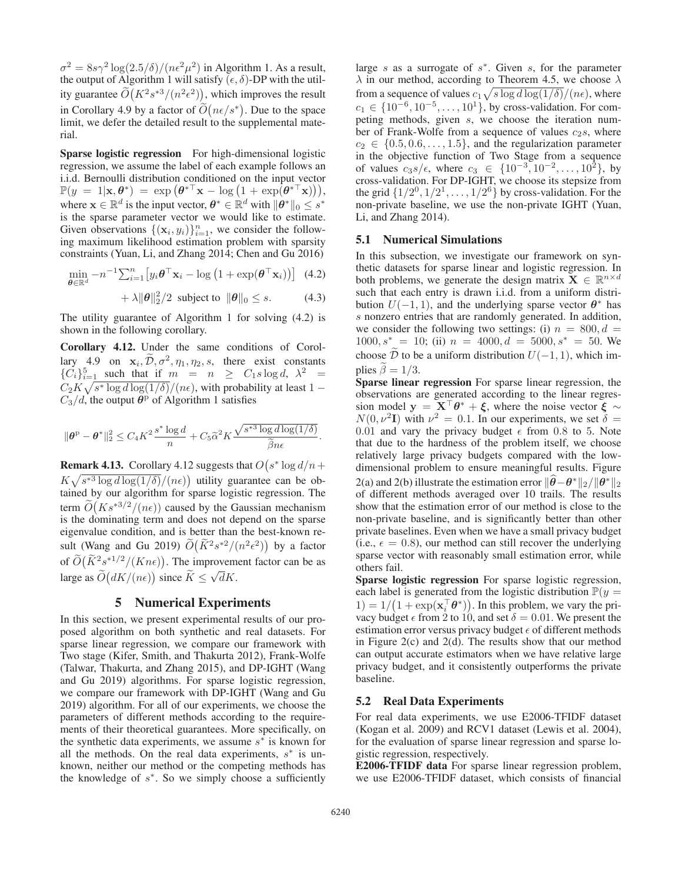$\sigma^2 = 8s\gamma^2 \log(2.5/\delta)/(n\epsilon^2\mu^2)$ in Algorithm 1. As a result, the output of Algorithm 1 will satisfy $(\epsilon, \delta)$-DP with the utility guarantee $\widetilde{O}\big(K^2 s^{*3}/(n^2\epsilon^2)\big)$, which improves the result in Corollary 4.9 by a factor of $\widetilde{O}\big(n\epsilon/s^*\big)$. Due to the space limit, we defer the detailed result to the supplemental material.

**Sparse logistic regression** For high-dimensional logistic regression, we assume the label of each example follows an i.i.d. Bernoulli distribution conditioned on the input vector $\mathbb{P}(y = 1|\mathbf{x}, \boldsymbol{\theta}^*) = \exp\big(\boldsymbol{\theta}^{*\top}\mathbf{x} - \log\big(1 + \exp(\boldsymbol{\theta}^{*\top}\mathbf{x})\big)\big)$, where $\mathbf{x} \in \mathbb{R}^d$ is the input vector, $\boldsymbol{\theta}^* \in \mathbb{R}^d$ with $\|\boldsymbol{\theta}^*\|_0 \le s^*$ is the sparse parameter vector we would like to estimate. Given observations $\{(\mathbf{x}_i, y_i)\}_{i=1}^n$, we consider the following maximum likelihood estimation problem with sparsity constraints (Yuan, Li, and Zhang 2014; Chen and Gu 2016)

$$\min_{\boldsymbol{\theta}\in\mathbb{R}^d} -n^{-1}\sum_{i=1}^n\big[y_i\boldsymbol{\theta}^\top\mathbf{x}_i - \log\big(1 + \exp(\boldsymbol{\theta}^\top\mathbf{x}_i)\big)\big] \quad (4.2)$$

$$+ \lambda\|\boldsymbol{\theta}\|_2^2/2 \ \text{ subject to } \ \|\boldsymbol{\theta}\|_0 \le s. \quad (4.3)$$

The utility guarantee of Algorithm 1 for solving (4.2) is shown in the following corollary.

**Corollary 4.12.** Under the same conditions of Corollary 4.9 on $\mathbf{x}_i, \widetilde{\mathcal{D}}, \sigma^2, \eta_1, \eta_2, s$, there exist constants $\{C_i\}_{i=1}^5$ such that if $m = n \ge C_1 s\log d$, $\lambda^2 = C_2K\sqrt{s^*\log d\log(1/\delta)}/(n\epsilon)$, with probability at least $1 - C_3/d$, the output $\boldsymbol{\theta}^{\mathrm{p}}$ of Algorithm 1 satisfies

$$\|\boldsymbol{\theta}^{\mathrm{p}} - \boldsymbol{\theta}^*\|_2^2 \le C_4K^2\frac{s^*\log d}{n} + C_5\widetilde{\alpha}^2K\frac{\sqrt{s^{*3}\log d\log(1/\delta)}}{\widetilde{\beta}n\epsilon}.$$

**Remark 4.13.** Corollary 4.12 suggests that $O\big(s^*\log d/n + K\sqrt{s^{*3}\log d\log(1/\delta)}/(n\epsilon)\big)$ utility guarantee can be obtained by our algorithm for sparse logistic regression. The term $\widetilde{O}\big(Ks^{*3/2}/(n\epsilon)\big)$ caused by the Gaussian mechanism is the dominating term and does not depend on the sparse eigenvalue condition, and is better than the best-known result (Wang and Gu 2019) $\widetilde{O}\big(\widetilde{K}^2s^{*2}/(n^2\epsilon^2)\big)$ by a factor of $\widetilde{O}\big(\widetilde{K}^2s^{*1/2}/(Kn\epsilon)\big)$. The improvement factor can be as large as $\widetilde{O}\big(dK/(n\epsilon)\big)$ since $\widetilde{K} \le \sqrt{d}K$.

## 5 Numerical Experiments

In this section, we present experimental results of our proposed algorithm on both synthetic and real datasets. For sparse linear regression, we compare our framework with Two stage (Kifer, Smith, and Thakurta 2012), Frank-Wolfe (Talwar, Thakurta, and Zhang 2015), and DP-IGHT (Wang and Gu 2019) algorithms. For sparse logistic regression, we compare our framework with DP-IGHT (Wang and Gu 2019) algorithm. For all of our experiments, we choose the parameters of different methods according to the requirements of their theoretical guarantees. More specifically, on the synthetic data experiments, we assume $s^*$ is known for all the methods. On the real data experiments, $s^*$ is unknown, neither our method or the competing methods has the knowledge of $s^*$. So we simply choose a sufficiently large $s$ as a surrogate of $s^*$. Given $s$, for the parameter $\lambda$ in our method, according to Theorem 4.5, we choose $\lambda$ from a sequence of values $c_1\sqrt{s\log d\log(1/\delta)}/(n\epsilon)$, where $c_1 \in \{10^{-6}, 10^{-5}, \ldots, 10^1\}$, by cross-validation. For competing methods, given $s$, we choose the iteration number of Frank-Wolfe from a sequence of values $c_2s$, where $c_2 \in \{0.5, 0.6, \ldots, 1.5\}$, and the regularization parameter in the objective function of Two Stage from a sequence of values $c_3s/\epsilon$, where $c_3 \in \{10^{-3}, 10^{-2}, \ldots, 10^2\}$, by cross-validation. For DP-IGHT, we choose its stepsize from the grid $\{1/2^0, 1/2^1, \ldots, 1/2^6\}$ by cross-validation. For the non-private baseline, we use the non-private IGHT (Yuan, Li, and Zhang 2014).

### 5.1 Numerical Simulations

In this subsection, we investigate our framework on synthetic datasets for sparse linear and logistic regression. In both problems, we generate the design matrix $\mathbf{X} \in \mathbb{R}^{n\times d}$ such that each entry is drawn i.i.d. from a uniform distribution $U(-1, 1)$, and the underlying sparse vector $\boldsymbol{\theta}^*$ has $s$ nonzero entries that are randomly generated. In addition, we consider the following two settings: (i) $n = 800, d = 1000, s^* = 10$; (ii) $n = 4000, d = 5000, s^* = 50$. We choose $\widetilde{\mathcal{D}}$ to be a uniform distribution $U(-1, 1)$, which implies $\widetilde{\beta} = 1/3$.

**Sparse linear regression** For sparse linear regression, the observations are generated according to the linear regression model $\mathbf{y} = \mathbf{X}^\top\boldsymbol{\theta}^* + \boldsymbol{\xi}$, where the noise vector $\boldsymbol{\xi} \sim N(0, \nu^2\mathbf{I})$ with $\nu^2 = 0.1$. In our experiments, we set $\delta = 0.01$ and vary the privacy budget $\epsilon$ from $0.8$ to $5$. Note that due to the hardness of the problem itself, we choose relatively large privacy budgets compared with the low-dimensional problem to ensure meaningful results. Figure 2(a) and 2(b) illustrate the estimation error $\|\widehat{\boldsymbol{\theta}} - \boldsymbol{\theta}^*\|_2/\|\boldsymbol{\theta}^*\|_2$ of different methods averaged over 10 trails. The results show that the estimation error of our method is close to the non-private baseline, and is significantly better than other private baselines. Even when we have a small privacy budget (i.e., $\epsilon = 0.8$), our method can still recover the underlying sparse vector with reasonably small estimation error, while others fail.

**Sparse logistic regression** For sparse logistic regression, each label is generated from the logistic distribution $\mathbb{P}(y = 1) = 1/\big(1 + \exp(\mathbf{x}_i^\top\boldsymbol{\theta}^*)\big)$. In this problem, we vary the privacy budget $\epsilon$ from 2 to 10, and set $\delta = 0.01$. We present the estimation error versus privacy budget $\epsilon$ of different methods in Figure 2(c) and 2(d). The results show that our method can output accurate estimators when we have relative large privacy budget, and it consistently outperforms the private baseline.

### 5.2 Real Data Experiments

For real data experiments, we use E2006-TFIDF dataset (Kogan et al. 2009) and RCV1 dataset (Lewis et al. 2004), for the evaluation of sparse linear regression and sparse logistic regression, respectively.

**E2006-TFIDF data** For sparse linear regression problem, we use E2006-TFIDF dataset, which consists of financial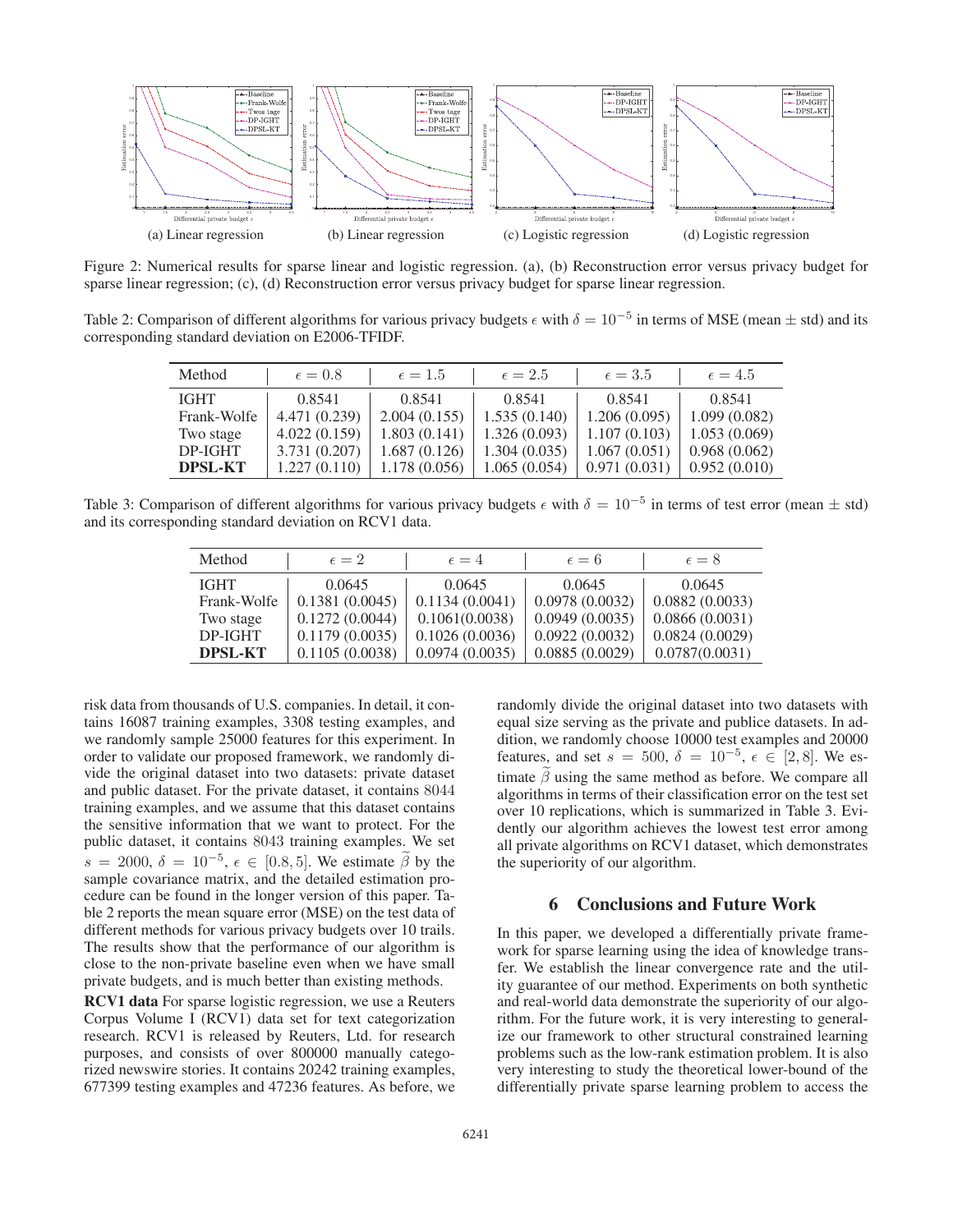(a) Linear regression (b) Linear regression (c) Logistic regression (d) Logistic regression

Figure 2: Numerical results for sparse linear and logistic regression. (a), (b) Reconstruction error versus privacy budget for sparse linear regression; (c), (d) Reconstruction error versus privacy budget for sparse linear regression.

Table 2: Comparison of different algorithms for various privacy budgets $\epsilon$ with $\delta = 10^{-5}$ in terms of MSE (mean $\pm$ std) and its corresponding standard deviation on E2006-TFIDF.

| Method | $\epsilon = 0.8$ | $\epsilon = 1.5$ | $\epsilon = 2.5$ | $\epsilon = 3.5$ | $\epsilon = 4.5$ |
|---|---|---|---|---|---|
| IGHT | 0.8541 | 0.8541 | 0.8541 | 0.8541 | 0.8541 |
| Frank-Wolfe | 4.471 (0.239) | 2.004 (0.155) | 1.535 (0.140) | 1.206 (0.095) | 1.099 (0.082) |
| Two stage | 4.022 (0.159) | 1.803 (0.141) | 1.326 (0.093) | 1.107 (0.103) | 1.053 (0.069) |
| DP-IGHT | 3.731 (0.207) | 1.687 (0.126) | 1.304 (0.035) | 1.067 (0.051) | 0.968 (0.062) |
| **DPSL-KT** | 1.227 (0.110) | 1.178 (0.056) | 1.065 (0.054) | 0.971 (0.031) | 0.952 (0.010) |

Table 3: Comparison of different algorithms for various privacy budgets $\epsilon$ with $\delta = 10^{-5}$ in terms of test error (mean $\pm$ std) and its corresponding standard deviation on RCV1 data.

| Method | $\epsilon = 2$ | $\epsilon = 4$ | $\epsilon = 6$ | $\epsilon = 8$ |
|---|---|---|---|---|
| IGHT | 0.0645 | 0.0645 | 0.0645 | 0.0645 |
| Frank-Wolfe | 0.1381 (0.0045) | 0.1134 (0.0041) | 0.0978 (0.0032) | 0.0882 (0.0033) |
| Two stage | 0.1272 (0.0044) | 0.1061(0.0038) | 0.0949 (0.0035) | 0.0866 (0.0031) |
| DP-IGHT | 0.1179 (0.0035) | 0.1026 (0.0036) | 0.0922 (0.0032) | 0.0824 (0.0029) |
| **DPSL-KT** | 0.1105 (0.0038) | 0.0974 (0.0035) | 0.0885 (0.0029) | 0.0787(0.0031) |

risk data from thousands of U.S. companies. In detail, it contains 16087 training examples, 3308 testing examples, and we randomly sample 25000 features for this experiment. In order to validate our proposed framework, we randomly divide the original dataset into two datasets: private dataset and public dataset. For the private dataset, it contains 8044 training examples, and we assume that this dataset contains the sensitive information that we want to protect. For the public dataset, it contains 8043 training examples. We set $s = 2000$, $\delta = 10^{-5}$, $\epsilon \in [0.8, 5]$. We estimate $\widetilde{\beta}$ by the sample covariance matrix, and the detailed estimation procedure can be found in the longer version of this paper. Table 2 reports the mean square error (MSE) on the test data of different methods for various privacy budgets over 10 trails. The results show that the performance of our algorithm is close to the non-private baseline even when we have small private budgets, and is much better than existing methods.

**RCV1 data** For sparse logistic regression, we use a Reuters Corpus Volume I (RCV1) data set for text categorization research. RCV1 is released by Reuters, Ltd. for research purposes, and consists of over 800000 manually categorized newswire stories. It contains 20242 training examples, 677399 testing examples and 47236 features. As before, we randomly divide the original dataset into two datasets with equal size serving as the private and publice datasets. In addition, we randomly choose 10000 test examples and 20000 features, and set $s = 500$, $\delta = 10^{-5}$, $\epsilon \in [2, 8]$. We estimate $\widetilde{\beta}$ using the same method as before. We compare all algorithms in terms of their classification error on the test set over 10 replications, which is summarized in Table 3. Evidently our algorithm achieves the lowest test error among all private algorithms on RCV1 dataset, which demonstrates the superiority of our algorithm.

## 6 Conclusions and Future Work

In this paper, we developed a differentially private framework for sparse learning using the idea of knowledge transfer. We establish the linear convergence rate and the utility guarantee of our method. Experiments on both synthetic and real-world data demonstrate the superiority of our algorithm. For the future work, it is very interesting to generalize our framework to other structural constrained learning problems such as the low-rank estimation problem. It is also very interesting to study the theoretical lower-bound of the differentially private sparse learning problem to access the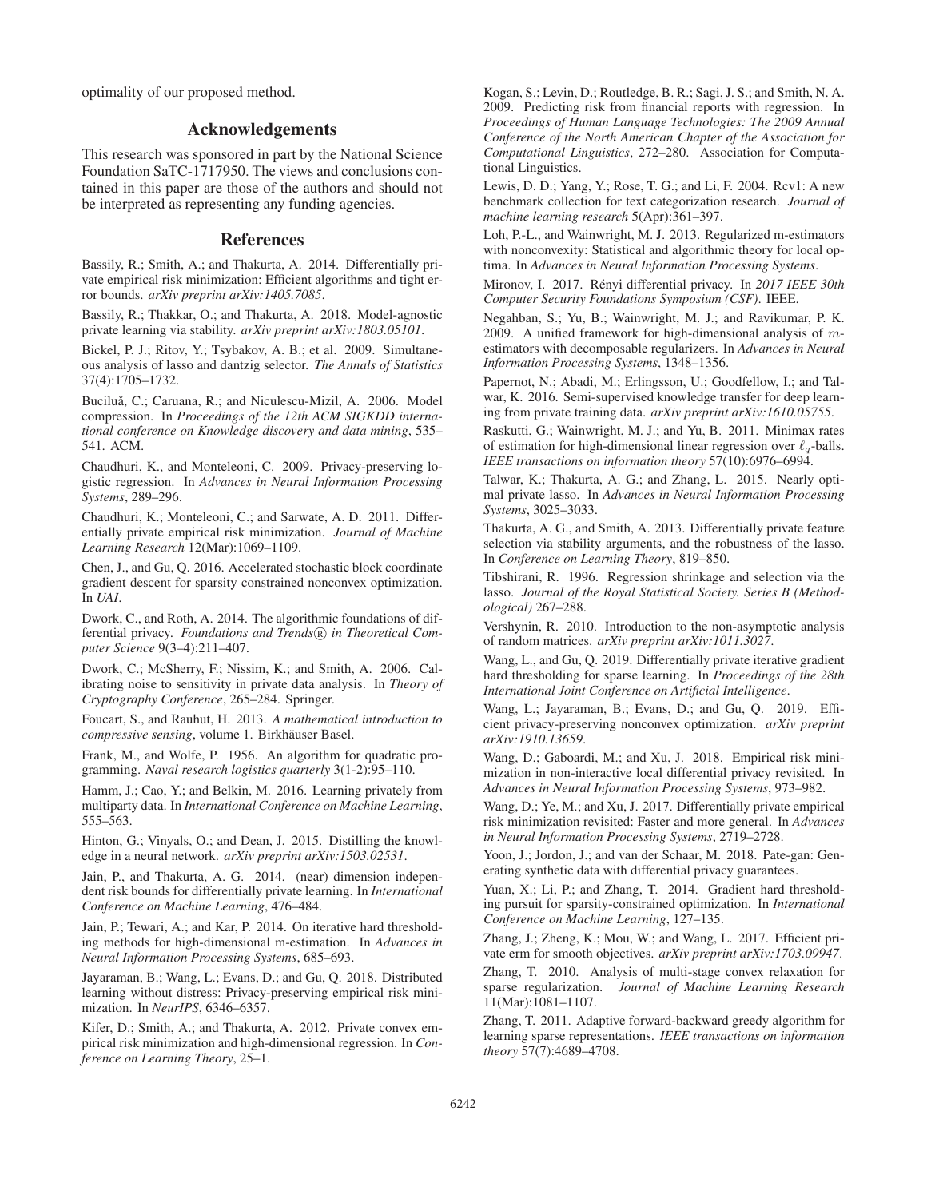optimality of our proposed method.

## Acknowledgements

This research was sponsored in part by the National Science Foundation SaTC-1717950. The views and conclusions contained in this paper are those of the authors and should not be interpreted as representing any funding agencies.

## References

Bassily, R.; Smith, A.; and Thakurta, A. 2014. Differentially private empirical risk minimization: Efficient algorithms and tight error bounds. *arXiv preprint arXiv:1405.7085*.

Bassily, R.; Thakkar, O.; and Thakurta, A. 2018. Model-agnostic private learning via stability. *arXiv preprint arXiv:1803.05101*.

Bickel, P. J.; Ritov, Y.; Tsybakov, A. B.; et al. 2009. Simultaneous analysis of lasso and dantzig selector. *The Annals of Statistics* 37(4):1705–1732.

Buciluă, C.; Caruana, R.; and Niculescu-Mizil, A. 2006. Model compression. In *Proceedings of the 12th ACM SIGKDD international conference on Knowledge discovery and data mining*, 535–541. ACM.

Chaudhuri, K., and Monteleoni, C. 2009. Privacy-preserving logistic regression. In *Advances in Neural Information Processing Systems*, 289–296.

Chaudhuri, K.; Monteleoni, C.; and Sarwate, A. D. 2011. Differentially private empirical risk minimization. *Journal of Machine Learning Research* 12(Mar):1069–1109.

Chen, J., and Gu, Q. 2016. Accelerated stochastic block coordinate gradient descent for sparsity constrained nonconvex optimization. In *UAI*.

Dwork, C., and Roth, A. 2014. The algorithmic foundations of differential privacy. *Foundations and Trends® in Theoretical Computer Science* 9(3–4):211–407.

Dwork, C.; McSherry, F.; Nissim, K.; and Smith, A. 2006. Calibrating noise to sensitivity in private data analysis. In *Theory of Cryptography Conference*, 265–284. Springer.

Foucart, S., and Rauhut, H. 2013. *A mathematical introduction to compressive sensing*, volume 1. Birkhäuser Basel.

Frank, M., and Wolfe, P. 1956. An algorithm for quadratic programming. *Naval research logistics quarterly* 3(1-2):95–110.

Hamm, J.; Cao, Y.; and Belkin, M. 2016. Learning privately from multiparty data. In *International Conference on Machine Learning*, 555–563.

Hinton, G.; Vinyals, O.; and Dean, J. 2015. Distilling the knowledge in a neural network. *arXiv preprint arXiv:1503.02531*.

Jain, P., and Thakurta, A. G. 2014. (near) dimension independent risk bounds for differentially private learning. In *International Conference on Machine Learning*, 476–484.

Jain, P.; Tewari, A.; and Kar, P. 2014. On iterative hard thresholding methods for high-dimensional m-estimation. In *Advances in Neural Information Processing Systems*, 685–693.

Jayaraman, B.; Wang, L.; Evans, D.; and Gu, Q. 2018. Distributed learning without distress: Privacy-preserving empirical risk minimization. In *NeurIPS*, 6346–6357.

Kifer, D.; Smith, A.; and Thakurta, A. 2012. Private convex empirical risk minimization and high-dimensional regression. In *Conference on Learning Theory*, 25–1.

Kogan, S.; Levin, D.; Routledge, B. R.; Sagi, J. S.; and Smith, N. A. 2009. Predicting risk from financial reports with regression. In *Proceedings of Human Language Technologies: The 2009 Annual Conference of the North American Chapter of the Association for Computational Linguistics*, 272–280. Association for Computational Linguistics.

Lewis, D. D.; Yang, Y.; Rose, T. G.; and Li, F. 2004. Rcv1: A new benchmark collection for text categorization research. *Journal of machine learning research* 5(Apr):361–397.

Loh, P.-L., and Wainwright, M. J. 2013. Regularized m-estimators with nonconvexity: Statistical and algorithmic theory for local optima. In *Advances in Neural Information Processing Systems*.

Mironov, I. 2017. Rényi differential privacy. In *2017 IEEE 30th Computer Security Foundations Symposium (CSF)*. IEEE.

Negahban, S.; Yu, B.; Wainwright, M. J.; and Ravikumar, P. K. 2009. A unified framework for high-dimensional analysis of $m$-estimators with decomposable regularizers. In *Advances in Neural Information Processing Systems*, 1348–1356.

Papernot, N.; Abadi, M.; Erlingsson, U.; Goodfellow, I.; and Talwar, K. 2016. Semi-supervised knowledge transfer for deep learning from private training data. *arXiv preprint arXiv:1610.05755*.

Raskutti, G.; Wainwright, M. J.; and Yu, B. 2011. Minimax rates of estimation for high-dimensional linear regression over $\ell_q$-balls. *IEEE transactions on information theory* 57(10):6976–6994.

Talwar, K.; Thakurta, A. G.; and Zhang, L. 2015. Nearly optimal private lasso. In *Advances in Neural Information Processing Systems*, 3025–3033.

Thakurta, A. G., and Smith, A. 2013. Differentially private feature selection via stability arguments, and the robustness of the lasso. In *Conference on Learning Theory*, 819–850.

Tibshirani, R. 1996. Regression shrinkage and selection via the lasso. *Journal of the Royal Statistical Society. Series B (Methodological)* 267–288.

Vershynin, R. 2010. Introduction to the non-asymptotic analysis of random matrices. *arXiv preprint arXiv:1011.3027*.

Wang, L., and Gu, Q. 2019. Differentially private iterative gradient hard thresholding for sparse learning. In *Proceedings of the 28th International Joint Conference on Artificial Intelligence*.

Wang, L.; Jayaraman, B.; Evans, D.; and Gu, Q. 2019. Efficient privacy-preserving nonconvex optimization. *arXiv preprint arXiv:1910.13659*.

Wang, D.; Gaboardi, M.; and Xu, J. 2018. Empirical risk minimization in non-interactive local differential privacy revisited. In *Advances in Neural Information Processing Systems*, 973–982.

Wang, D.; Ye, M.; and Xu, J. 2017. Differentially private empirical risk minimization revisited: Faster and more general. In *Advances in Neural Information Processing Systems*, 2719–2728.

Yoon, J.; Jordon, J.; and van der Schaar, M. 2018. Pate-gan: Generating synthetic data with differential privacy guarantees.

Yuan, X.; Li, P.; and Zhang, T. 2014. Gradient hard thresholding pursuit for sparsity-constrained optimization. In *International Conference on Machine Learning*, 127–135.

Zhang, J.; Zheng, K.; Mou, W.; and Wang, L. 2017. Efficient private erm for smooth objectives. *arXiv preprint arXiv:1703.09947*.

Zhang, T. 2010. Analysis of multi-stage convex relaxation for sparse regularization. *Journal of Machine Learning Research* 11(Mar):1081–1107.

Zhang, T. 2011. Adaptive forward-backward greedy algorithm for learning sparse representations. *IEEE transactions on information theory* 57(7):4689–4708.